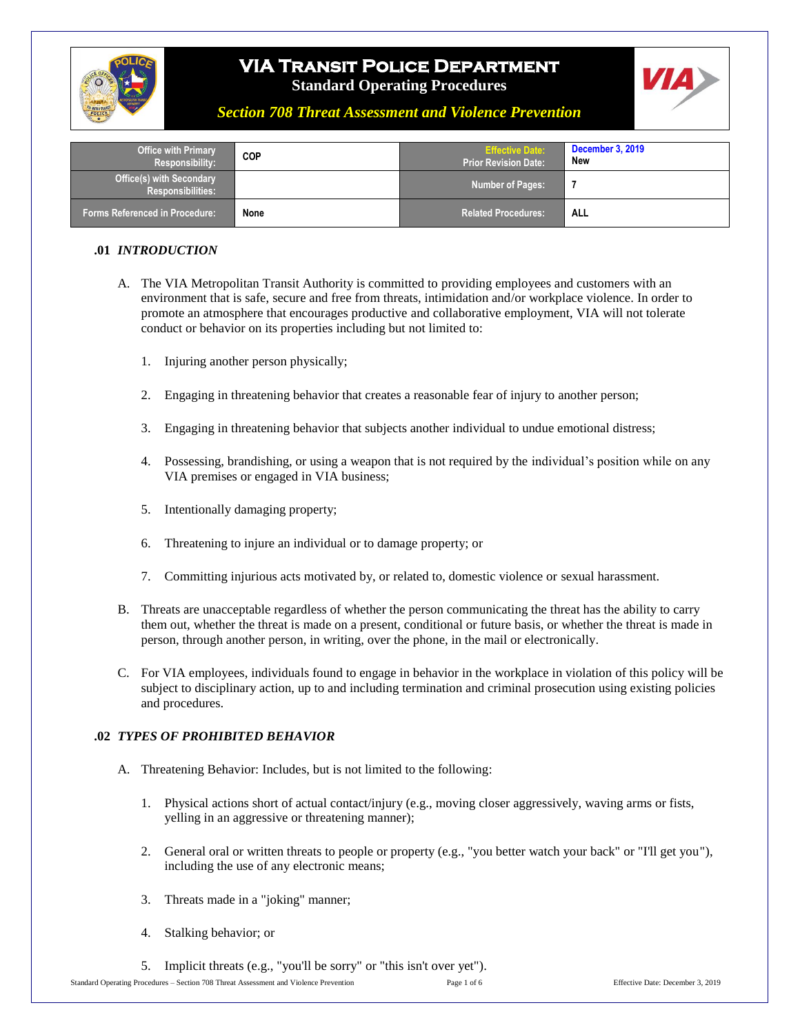# VIA Transit Police Department

**Standard Operating Procedures**

***Section 708 Threat Assessment and Violence Prevention***

| Office with Primary Responsibility: | COP | Effective Date: Prior Revision Date: | December 3, 2019 New |
|---|---|---|---|
| Office(s) with Secondary Responsibilities: | | Number of Pages: | 7 |
| Forms Referenced in Procedure: | None | Related Procedures: | ALL |

## .01 *INTRODUCTION*

A. The VIA Metropolitan Transit Authority is committed to providing employees and customers with an environment that is safe, secure and free from threats, intimidation and/or workplace violence. In order to promote an atmosphere that encourages productive and collaborative employment, VIA will not tolerate conduct or behavior on its properties including but not limited to:

1. Injuring another person physically;
2. Engaging in threatening behavior that creates a reasonable fear of injury to another person;
3. Engaging in threatening behavior that subjects another individual to undue emotional distress;
4. Possessing, brandishing, or using a weapon that is not required by the individual's position while on any VIA premises or engaged in VIA business;
5. Intentionally damaging property;
6. Threatening to injure an individual or to damage property; or
7. Committing injurious acts motivated by, or related to, domestic violence or sexual harassment.

B. Threats are unacceptable regardless of whether the person communicating the threat has the ability to carry them out, whether the threat is made on a present, conditional or future basis, or whether the threat is made in person, through another person, in writing, over the phone, in the mail or electronically.

C. For VIA employees, individuals found to engage in behavior in the workplace in violation of this policy will be subject to disciplinary action, up to and including termination and criminal prosecution using existing policies and procedures.

## .02 *TYPES OF PROHIBITED BEHAVIOR*

A. Threatening Behavior: Includes, but is not limited to the following:

1. Physical actions short of actual contact/injury (e.g., moving closer aggressively, waving arms or fists, yelling in an aggressive or threatening manner);
2. General oral or written threats to people or property (e.g., "you better watch your back" or "I'll get you"), including the use of any electronic means;
3. Threats made in a "joking" manner;
4. Stalking behavior; or
5. Implicit threats (e.g., "you'll be sorry" or "this isn't over yet").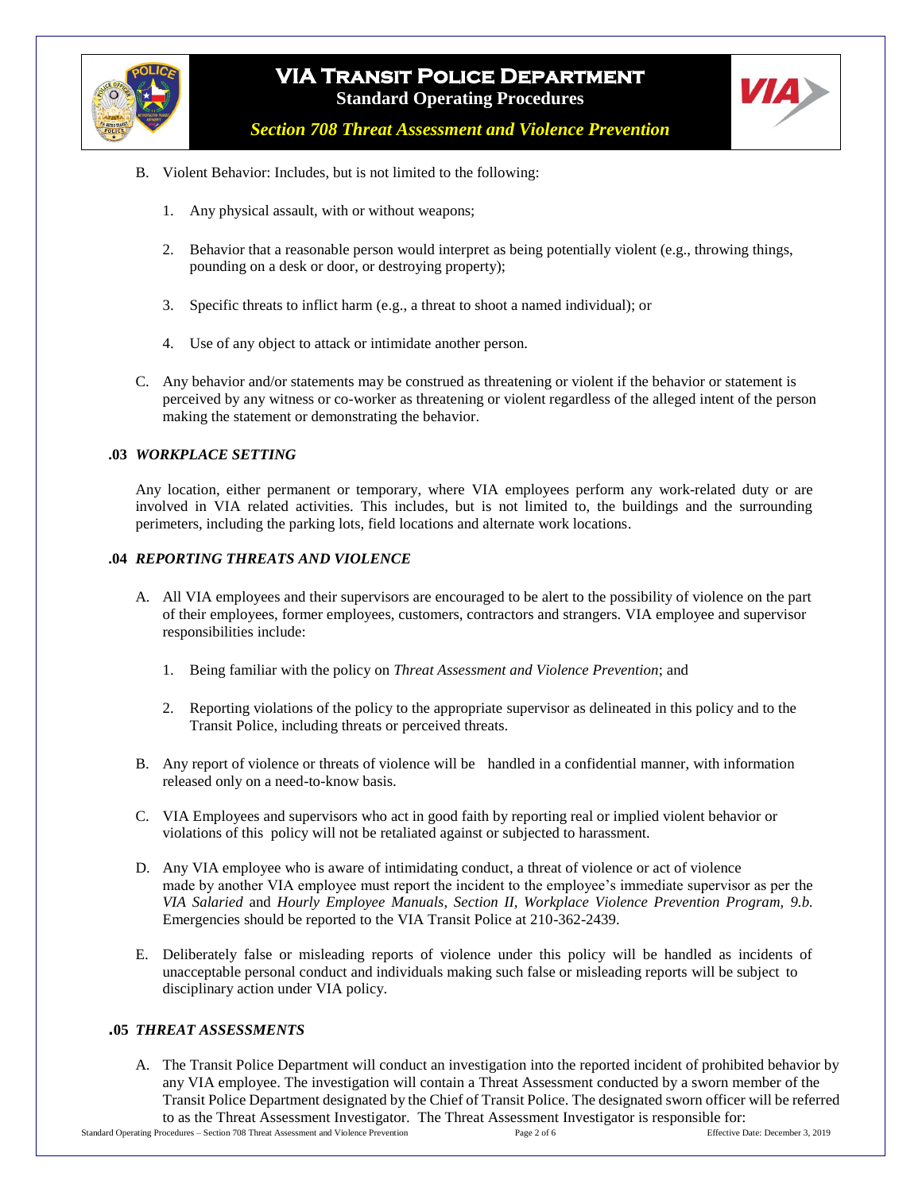B. Violent Behavior: Includes, but is not limited to the following:

1. Any physical assault, with or without weapons;

2. Behavior that a reasonable person would interpret as being potentially violent (e.g., throwing things, pounding on a desk or door, or destroying property);

3. Specific threats to inflict harm (e.g., a threat to shoot a named individual); or

4. Use of any object to attack or intimidate another person.

C. Any behavior and/or statements may be construed as threatening or violent if the behavior or statement is perceived by any witness or co-worker as threatening or violent regardless of the alleged intent of the person making the statement or demonstrating the behavior.

### .03 *WORKPLACE SETTING*

Any location, either permanent or temporary, where VIA employees perform any work-related duty or are involved in VIA related activities. This includes, but is not limited to, the buildings and the surrounding perimeters, including the parking lots, field locations and alternate work locations.

### .04 *REPORTING THREATS AND VIOLENCE*

A. All VIA employees and their supervisors are encouraged to be alert to the possibility of violence on the part of their employees, former employees, customers, contractors and strangers. VIA employee and supervisor responsibilities include:

1. Being familiar with the policy on *Threat Assessment and Violence Prevention*; and

2. Reporting violations of the policy to the appropriate supervisor as delineated in this policy and to the Transit Police, including threats or perceived threats.

B. Any report of violence or threats of violence will be handled in a confidential manner, with information released only on a need-to-know basis.

C. VIA Employees and supervisors who act in good faith by reporting real or implied violent behavior or violations of this policy will not be retaliated against or subjected to harassment.

D. Any VIA employee who is aware of intimidating conduct, a threat of violence or act of violence made by another VIA employee must report the incident to the employee's immediate supervisor as per the *VIA Salaried* and *Hourly Employee Manuals, Section II, Workplace Violence Prevention Program, 9.b.* Emergencies should be reported to the VIA Transit Police at 210-362-2439.

E. Deliberately false or misleading reports of violence under this policy will be handled as incidents of unacceptable personal conduct and individuals making such false or misleading reports will be subject to disciplinary action under VIA policy.

### .05 *THREAT ASSESSMENTS*

A. The Transit Police Department will conduct an investigation into the reported incident of prohibited behavior by any VIA employee. The investigation will contain a Threat Assessment conducted by a sworn member of the Transit Police Department designated by the Chief of Transit Police. The designated sworn officer will be referred to as the Threat Assessment Investigator. The Threat Assessment Investigator is responsible for: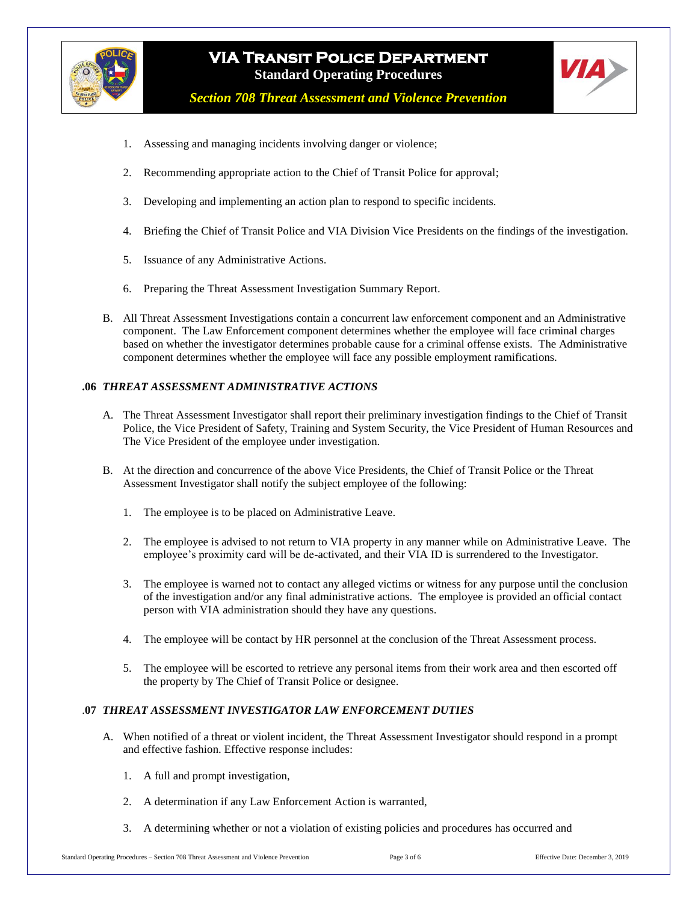1. Assessing and managing incidents involving danger or violence;

2. Recommending appropriate action to the Chief of Transit Police for approval;

3. Developing and implementing an action plan to respond to specific incidents.

4. Briefing the Chief of Transit Police and VIA Division Vice Presidents on the findings of the investigation.

5. Issuance of any Administrative Actions.

6. Preparing the Threat Assessment Investigation Summary Report.

B. All Threat Assessment Investigations contain a concurrent law enforcement component and an Administrative component. The Law Enforcement component determines whether the employee will face criminal charges based on whether the investigator determines probable cause for a criminal offense exists. The Administrative component determines whether the employee will face any possible employment ramifications.

### .06 *THREAT ASSESSMENT ADMINISTRATIVE ACTIONS*

A. The Threat Assessment Investigator shall report their preliminary investigation findings to the Chief of Transit Police, the Vice President of Safety, Training and System Security, the Vice President of Human Resources and The Vice President of the employee under investigation.

B. At the direction and concurrence of the above Vice Presidents, the Chief of Transit Police or the Threat Assessment Investigator shall notify the subject employee of the following:

1. The employee is to be placed on Administrative Leave.

2. The employee is advised to not return to VIA property in any manner while on Administrative Leave. The employee's proximity card will be de-activated, and their VIA ID is surrendered to the Investigator.

3. The employee is warned not to contact any alleged victims or witness for any purpose until the conclusion of the investigation and/or any final administrative actions. The employee is provided an official contact person with VIA administration should they have any questions.

4. The employee will be contact by HR personnel at the conclusion of the Threat Assessment process.

5. The employee will be escorted to retrieve any personal items from their work area and then escorted off the property by The Chief of Transit Police or designee.

### .07 *THREAT ASSESSMENT INVESTIGATOR LAW ENFORCEMENT DUTIES*

A. When notified of a threat or violent incident, the Threat Assessment Investigator should respond in a prompt and effective fashion. Effective response includes:

1. A full and prompt investigation,

2. A determination if any Law Enforcement Action is warranted,

3. A determining whether or not a violation of existing policies and procedures has occurred and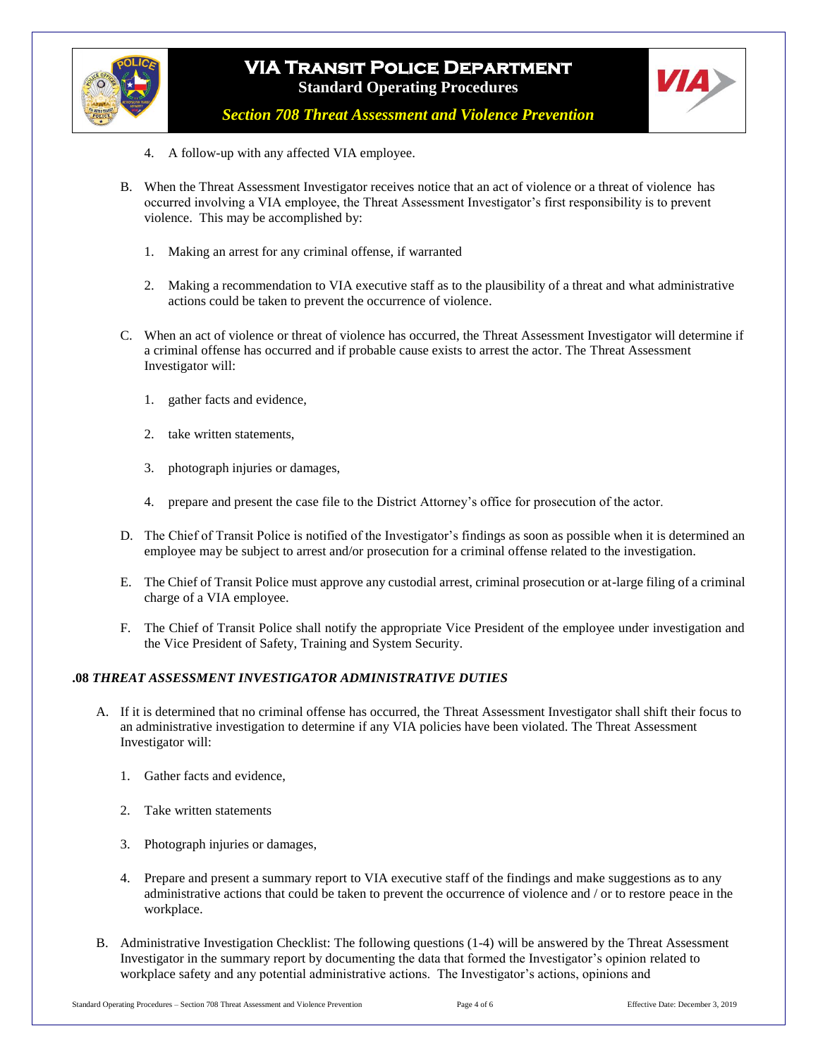4. A follow-up with any affected VIA employee.

B. When the Threat Assessment Investigator receives notice that an act of violence or a threat of violence has occurred involving a VIA employee, the Threat Assessment Investigator's first responsibility is to prevent violence. This may be accomplished by:

   1. Making an arrest for any criminal offense, if warranted

   2. Making a recommendation to VIA executive staff as to the plausibility of a threat and what administrative actions could be taken to prevent the occurrence of violence.

C. When an act of violence or threat of violence has occurred, the Threat Assessment Investigator will determine if a criminal offense has occurred and if probable cause exists to arrest the actor. The Threat Assessment Investigator will:

   1. gather facts and evidence,

   2. take written statements,

   3. photograph injuries or damages,

   4. prepare and present the case file to the District Attorney's office for prosecution of the actor.

D. The Chief of Transit Police is notified of the Investigator's findings as soon as possible when it is determined an employee may be subject to arrest and/or prosecution for a criminal offense related to the investigation.

E. The Chief of Transit Police must approve any custodial arrest, criminal prosecution or at-large filing of a criminal charge of a VIA employee.

F. The Chief of Transit Police shall notify the appropriate Vice President of the employee under investigation and the Vice President of Safety, Training and System Security.

## .08 *THREAT ASSESSMENT INVESTIGATOR ADMINISTRATIVE DUTIES*

A. If it is determined that no criminal offense has occurred, the Threat Assessment Investigator shall shift their focus to an administrative investigation to determine if any VIA policies have been violated. The Threat Assessment Investigator will:

   1. Gather facts and evidence,

   2. Take written statements

   3. Photograph injuries or damages,

   4. Prepare and present a summary report to VIA executive staff of the findings and make suggestions as to any administrative actions that could be taken to prevent the occurrence of violence and / or to restore peace in the workplace.

B. Administrative Investigation Checklist: The following questions (1-4) will be answered by the Threat Assessment Investigator in the summary report by documenting the data that formed the Investigator's opinion related to workplace safety and any potential administrative actions. The Investigator's actions, opinions and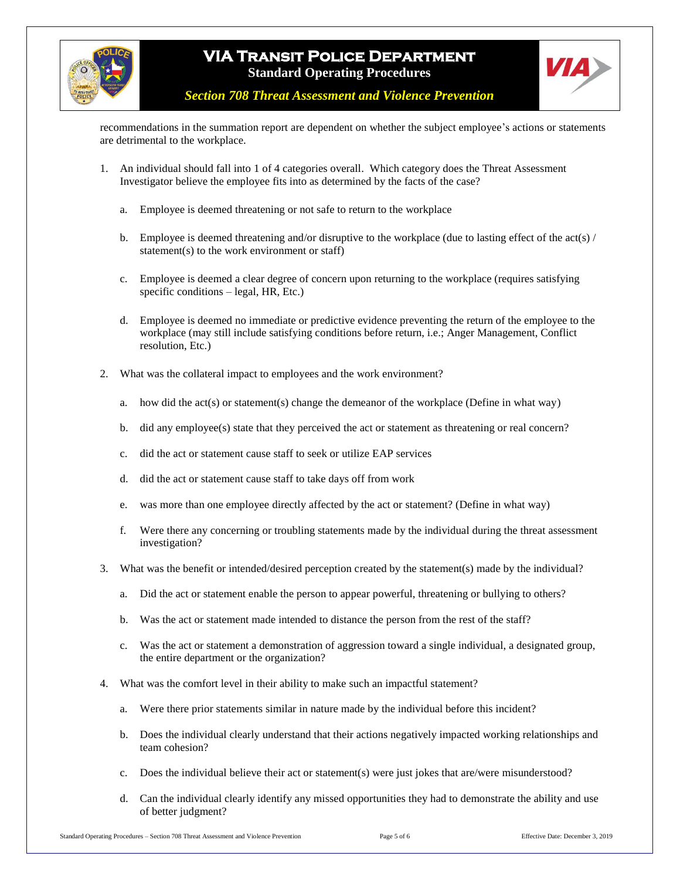recommendations in the summation report are dependent on whether the subject employee's actions or statements are detrimental to the workplace.

1. An individual should fall into 1 of 4 categories overall. Which category does the Threat Assessment Investigator believe the employee fits into as determined by the facts of the case?

   a. Employee is deemed threatening or not safe to return to the workplace

   b. Employee is deemed threatening and/or disruptive to the workplace (due to lasting effect of the act(s) / statement(s) to the work environment or staff)

   c. Employee is deemed a clear degree of concern upon returning to the workplace (requires satisfying specific conditions – legal, HR, Etc.)

   d. Employee is deemed no immediate or predictive evidence preventing the return of the employee to the workplace (may still include satisfying conditions before return, i.e.; Anger Management, Conflict resolution, Etc.)

2. What was the collateral impact to employees and the work environment?

   a. how did the act(s) or statement(s) change the demeanor of the workplace (Define in what way)

   b. did any employee(s) state that they perceived the act or statement as threatening or real concern?

   c. did the act or statement cause staff to seek or utilize EAP services

   d. did the act or statement cause staff to take days off from work

   e. was more than one employee directly affected by the act or statement? (Define in what way)

   f. Were there any concerning or troubling statements made by the individual during the threat assessment investigation?

3. What was the benefit or intended/desired perception created by the statement(s) made by the individual?

   a. Did the act or statement enable the person to appear powerful, threatening or bullying to others?

   b. Was the act or statement made intended to distance the person from the rest of the staff?

   c. Was the act or statement a demonstration of aggression toward a single individual, a designated group, the entire department or the organization?

4. What was the comfort level in their ability to make such an impactful statement?

   a. Were there prior statements similar in nature made by the individual before this incident?

   b. Does the individual clearly understand that their actions negatively impacted working relationships and team cohesion?

   c. Does the individual believe their act or statement(s) were just jokes that are/were misunderstood?

   d. Can the individual clearly identify any missed opportunities they had to demonstrate the ability and use of better judgment?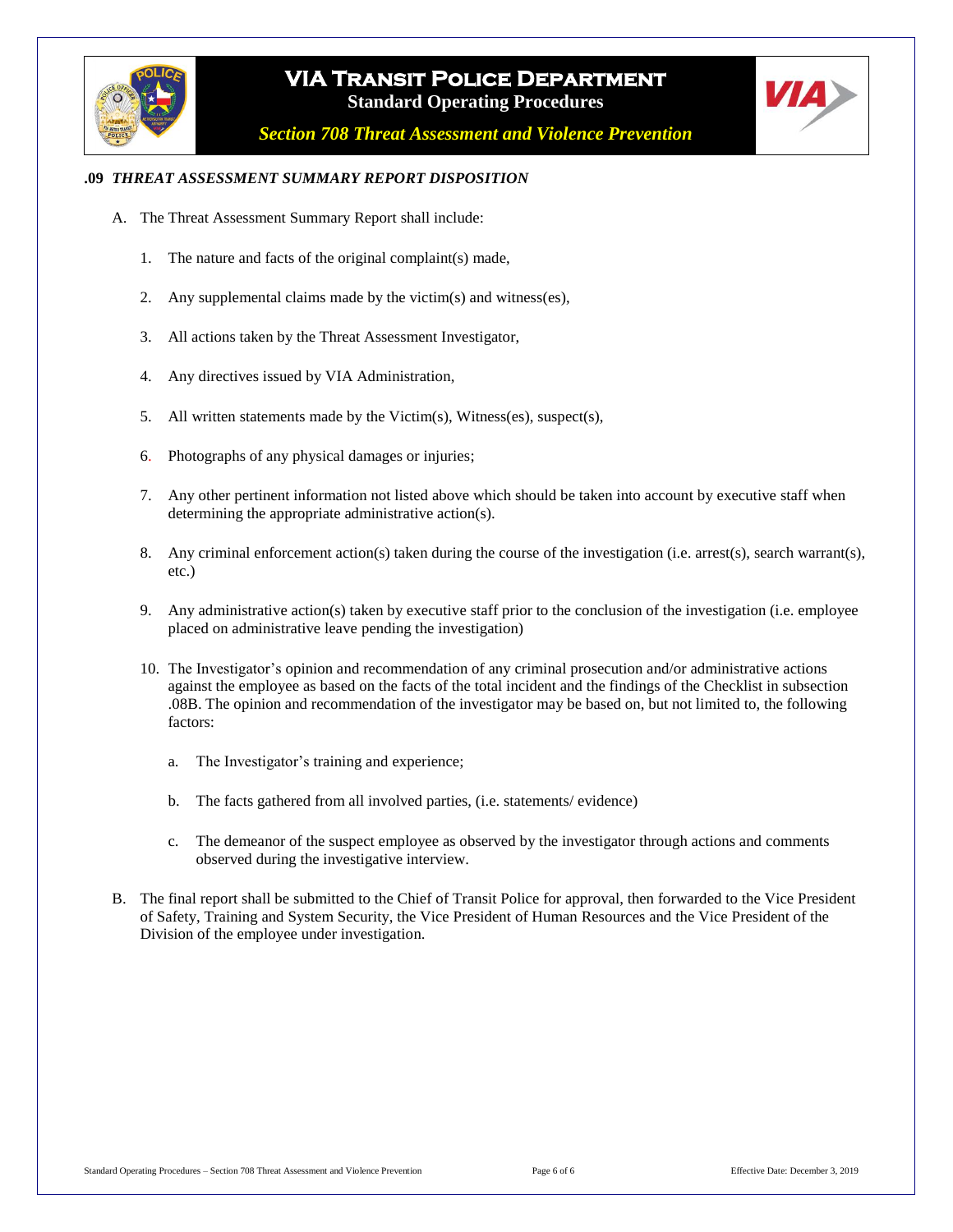### .09 *THREAT ASSESSMENT SUMMARY REPORT DISPOSITION*

A. The Threat Assessment Summary Report shall include:

   1. The nature and facts of the original complaint(s) made,

   2. Any supplemental claims made by the victim(s) and witness(es),

   3. All actions taken by the Threat Assessment Investigator,

   4. Any directives issued by VIA Administration,

   5. All written statements made by the Victim(s), Witness(es), suspect(s),

   6. Photographs of any physical damages or injuries;

   7. Any other pertinent information not listed above which should be taken into account by executive staff when determining the appropriate administrative action(s).

   8. Any criminal enforcement action(s) taken during the course of the investigation (i.e. arrest(s), search warrant(s), etc.)

   9. Any administrative action(s) taken by executive staff prior to the conclusion of the investigation (i.e. employee placed on administrative leave pending the investigation)

   10. The Investigator's opinion and recommendation of any criminal prosecution and/or administrative actions against the employee as based on the facts of the total incident and the findings of the Checklist in subsection .08B. The opinion and recommendation of the investigator may be based on, but not limited to, the following factors:

       a. The Investigator's training and experience;

       b. The facts gathered from all involved parties, (i.e. statements/ evidence)

       c. The demeanor of the suspect employee as observed by the investigator through actions and comments observed during the investigative interview.

B. The final report shall be submitted to the Chief of Transit Police for approval, then forwarded to the Vice President of Safety, Training and System Security, the Vice President of Human Resources and the Vice President of the Division of the employee under investigation.